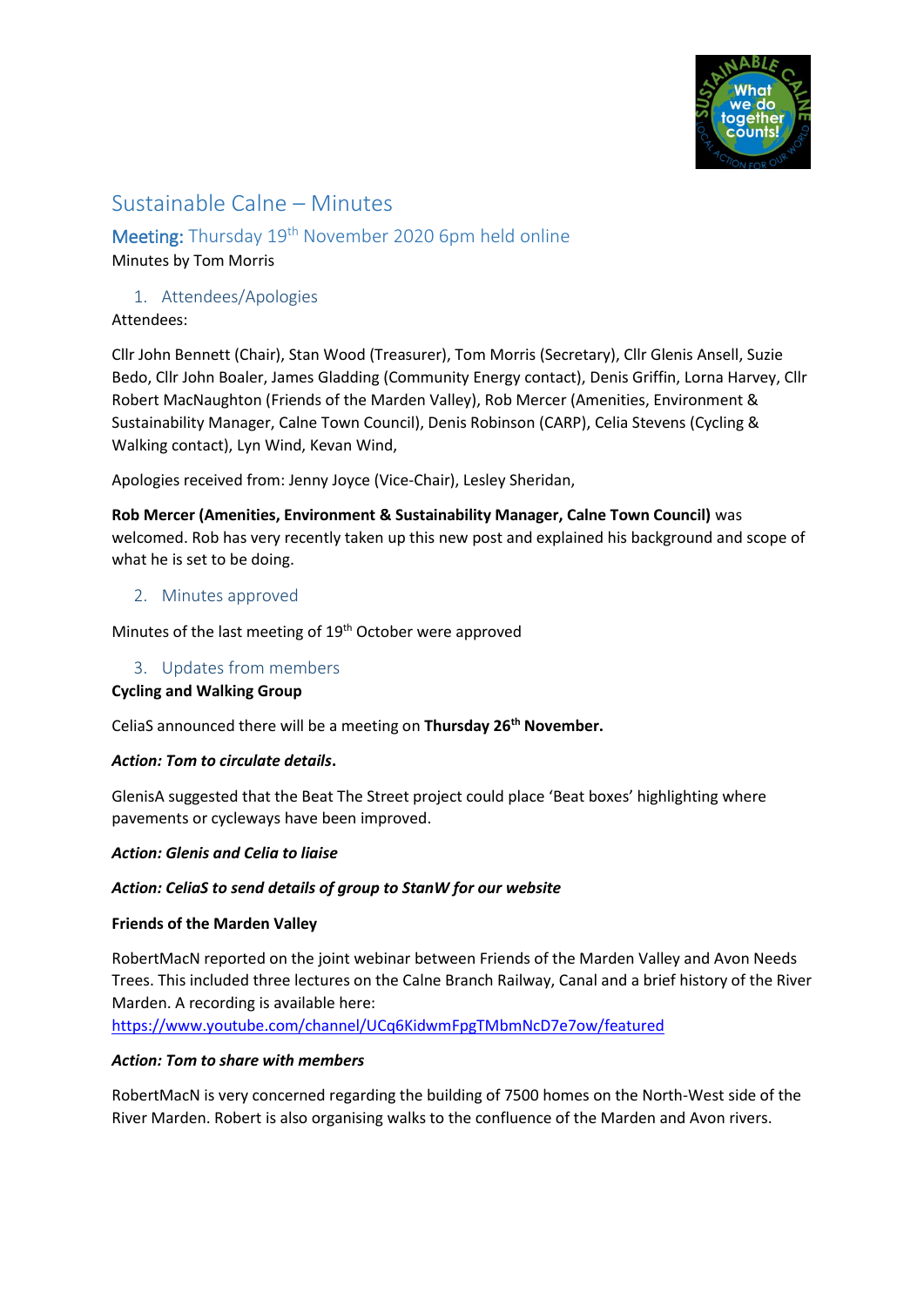# Sustainable Calne – Minutes

## Meeting: Thursday 19th November 2020 6pm held online

Minutes by Tom Morris

### 1. Attendees/Apologies

Attendees:

Cllr John Bennett (Chair), Stan Wood (Treasurer), Tom Morris (Secretary), Cllr Glenis Ansell, Suzie Bedo, Cllr John Boaler, James Gladding (Community Energy contact), Denis Griffin, Lorna Harvey, Cllr Robert MacNaughton (Friends of the Marden Valley), Rob Mercer (Amenities, Environment & Sustainability Manager, Calne Town Council), Denis Robinson (CARP), Celia Stevens (Cycling & Walking contact), Lyn Wind, Kevan Wind,

Apologies received from: Jenny Joyce (Vice-Chair), Lesley Sheridan,

**Rob Mercer (Amenities, Environment & Sustainability Manager, Calne Town Council)** was welcomed. Rob has very recently taken up this new post and explained his background and scope of what he is set to be doing.

### 2. Minutes approved

Minutes of the last meeting of 19th October were approved

### 3. Updates from members

**Cycling and Walking Group**

CeliaS announced there will be a meeting on **Thursday 26th November.**

***Action: Tom to circulate details*.**

GlenisA suggested that the Beat The Street project could place 'Beat boxes' highlighting where pavements or cycleways have been improved.

***Action: Glenis and Celia to liaise***

***Action: CeliaS to send details of group to StanW for our website***

**Friends of the Marden Valley**

RobertMacN reported on the joint webinar between Friends of the Marden Valley and Avon Needs Trees. This included three lectures on the Calne Branch Railway, Canal and a brief history of the River Marden. A recording is available here:
https://www.youtube.com/channel/UCq6KidwmFpgTMbmNcD7e7ow/featured

***Action: Tom to share with members***

RobertMacN is very concerned regarding the building of 7500 homes on the North-West side of the River Marden. Robert is also organising walks to the confluence of the Marden and Avon rivers.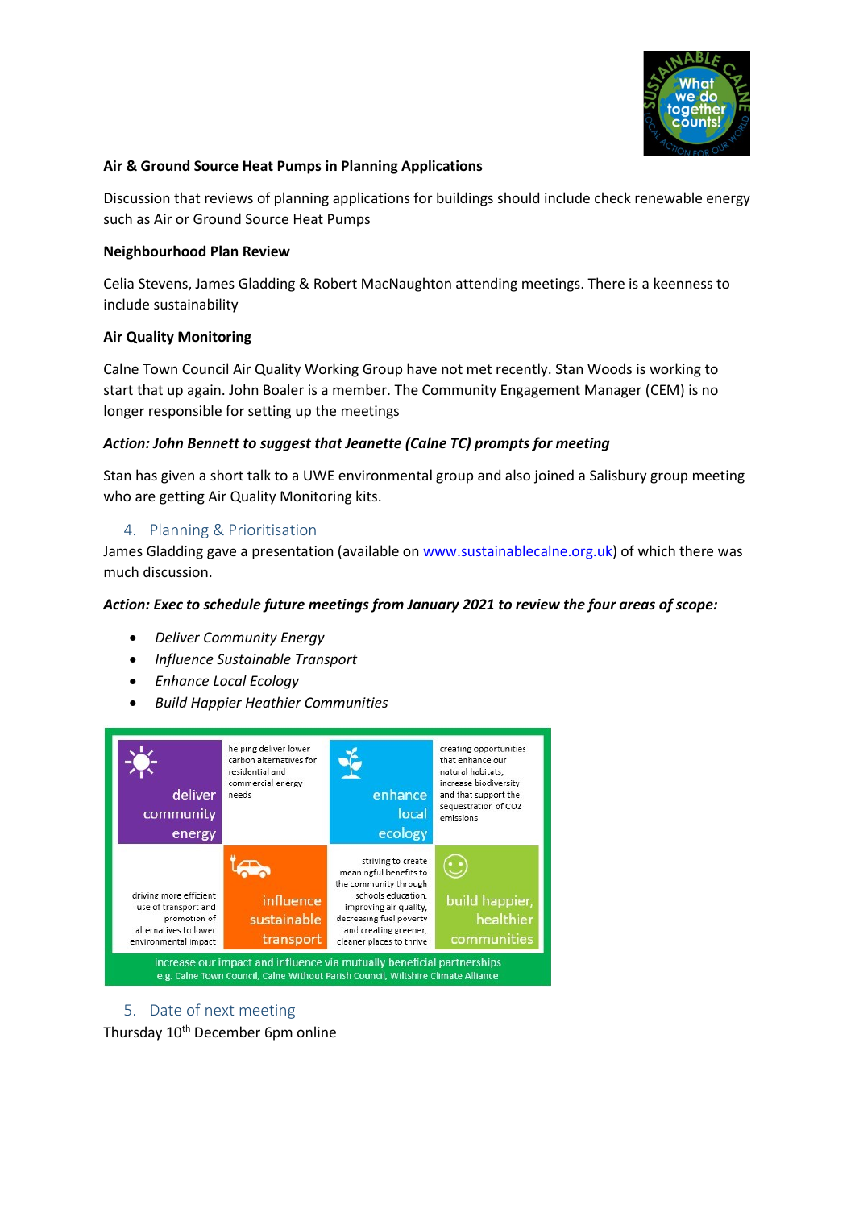**Air & Ground Source Heat Pumps in Planning Applications**

Discussion that reviews of planning applications for buildings should include check renewable energy such as Air or Ground Source Heat Pumps

**Neighbourhood Plan Review**

Celia Stevens, James Gladding & Robert MacNaughton attending meetings. There is a keenness to include sustainability

**Air Quality Monitoring**

Calne Town Council Air Quality Working Group have not met recently. Stan Woods is working to start that up again. John Boaler is a member. The Community Engagement Manager (CEM) is no longer responsible for setting up the meetings

***Action: John Bennett to suggest that Jeanette (Calne TC) prompts for meeting***

Stan has given a short talk to a UWE environmental group and also joined a Salisbury group meeting who are getting Air Quality Monitoring kits.

## 4. Planning & Prioritisation

James Gladding gave a presentation (available on www.sustainablecalne.org.uk) of which there was much discussion.

***Action: Exec to schedule future meetings from January 2021 to review the four areas of scope:***

- *Deliver Community Energy*
- *Influence Sustainable Transport*
- *Enhance Local Ecology*
- *Build Happier Heathier Communities*

deliver community energy

helping deliver lower carbon alternatives for residential and commercial energy needs

enhance local ecology

creating opportunities that enhance our natural habitats, increase biodiversity and that support the sequestration of CO2 emissions

driving more efficient use of transport and promotion of alternatives to lower environmental impact

influence sustainable transport

striving to create meaningful benefits to the community through schools education, improving air quality, decreasing fuel poverty and creating greener, cleaner places to thrive

build happier, healthier communities

increase our impact and influence via mutually beneficial partnerships
e.g. Calne Town Council, Calne Without Parish Council, Wiltshire Climate Alliance

## 5. Date of next meeting

Thursday 10th December 6pm online